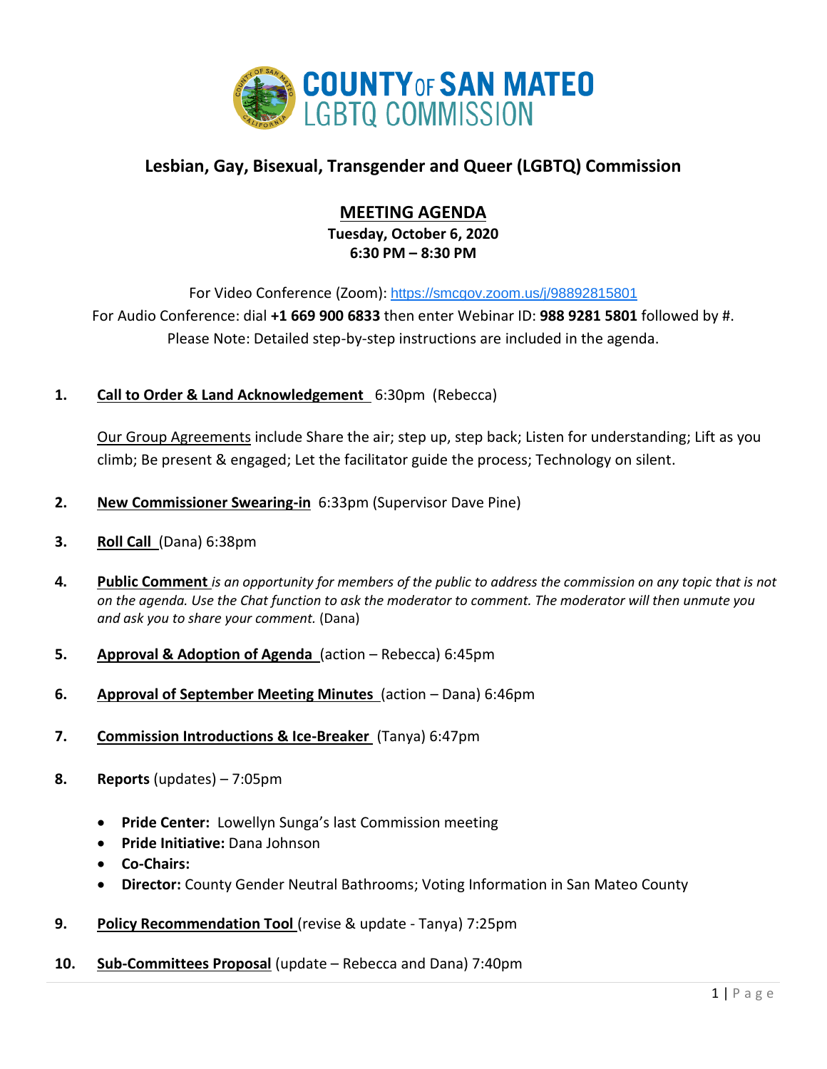COUNTY OF SAN MATEO
LGBTQ COMMISSION

## Lesbian, Gay, Bisexual, Transgender and Queer (LGBTQ) Commission

# MEETING AGENDA

**Tuesday, October 6, 2020**
**6:30 PM – 8:30 PM**

For Video Conference (Zoom): https://smcgov.zoom.us/j/98892815801
For Audio Conference: dial **+1 669 900 6833** then enter Webinar ID: **988 9281 5801** followed by #.
Please Note: Detailed step-by-step instructions are included in the agenda.

1. **Call to Order & Land Acknowledgement** 6:30pm (Rebecca)

   Our Group Agreements include Share the air; step up, step back; Listen for understanding; Lift as you climb; Be present & engaged; Let the facilitator guide the process; Technology on silent.

2. **New Commissioner Swearing-in** 6:33pm (Supervisor Dave Pine)

3. **Roll Call** (Dana) 6:38pm

4. **Public Comment** *is an opportunity for members of the public to address the commission on any topic that is not on the agenda. Use the Chat function to ask the moderator to comment. The moderator will then unmute you and ask you to share your comment.* (Dana)

5. **Approval & Adoption of Agenda** (action – Rebecca) 6:45pm

6. **Approval of September Meeting Minutes** (action – Dana) 6:46pm

7. **Commission Introductions & Ice-Breaker** (Tanya) 6:47pm

8. **Reports** (updates) – 7:05pm

   - **Pride Center:** Lowellyn Sunga's last Commission meeting
   - **Pride Initiative:** Dana Johnson
   - **Co-Chairs:**
   - **Director:** County Gender Neutral Bathrooms; Voting Information in San Mateo County

9. **Policy Recommendation Tool** (revise & update - Tanya) 7:25pm

10. **Sub-Committees Proposal** (update – Rebecca and Dana) 7:40pm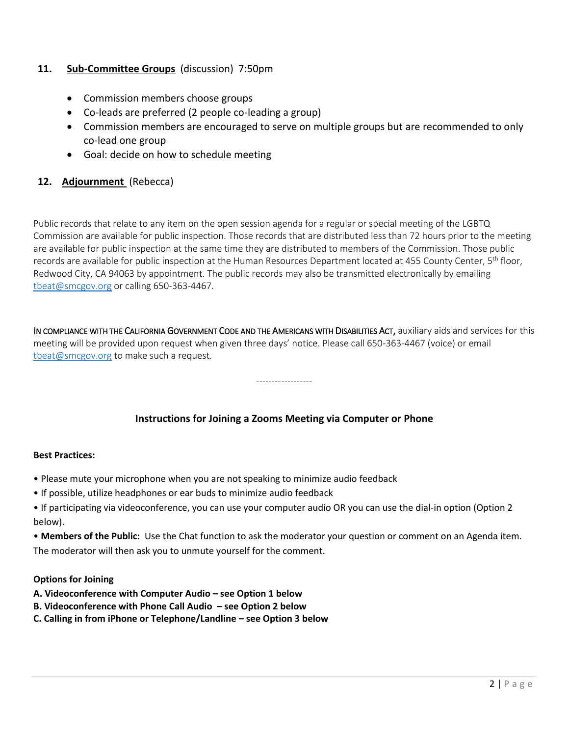**11. <u>Sub-Committee Groups</u>** (discussion) 7:50pm

- Commission members choose groups
- Co-leads are preferred (2 people co-leading a group)
- Commission members are encouraged to serve on multiple groups but are recommended to only co-lead one group
- Goal: decide on how to schedule meeting

**12. <u>Adjournment</u>** (Rebecca)

Public records that relate to any item on the open session agenda for a regular or special meeting of the LGBTQ Commission are available for public inspection. Those records that are distributed less than 72 hours prior to the meeting are available for public inspection at the same time they are distributed to members of the Commission. Those public records are available for public inspection at the Human Resources Department located at 455 County Center, 5th floor, Redwood City, CA 94063 by appointment. The public records may also be transmitted electronically by emailing tbeat@smcgov.org or calling 650-363-4467.

IN COMPLIANCE WITH THE CALIFORNIA GOVERNMENT CODE AND THE AMERICANS WITH DISABILITIES ACT, auxiliary aids and services for this meeting will be provided upon request when given three days' notice. Please call 650-363-4467 (voice) or email tbeat@smcgov.org to make such a request.

------------------

## Instructions for Joining a Zooms Meeting via Computer or Phone

**Best Practices:**

• Please mute your microphone when you are not speaking to minimize audio feedback

• If possible, utilize headphones or ear buds to minimize audio feedback

• If participating via videoconference, you can use your computer audio OR you can use the dial-in option (Option 2 below).

• **Members of the Public:** Use the Chat function to ask the moderator your question or comment on an Agenda item. The moderator will then ask you to unmute yourself for the comment.

**Options for Joining**

**A. Videoconference with Computer Audio – see Option 1 below**

**B. Videoconference with Phone Call Audio – see Option 2 below**

**C. Calling in from iPhone or Telephone/Landline – see Option 3 below**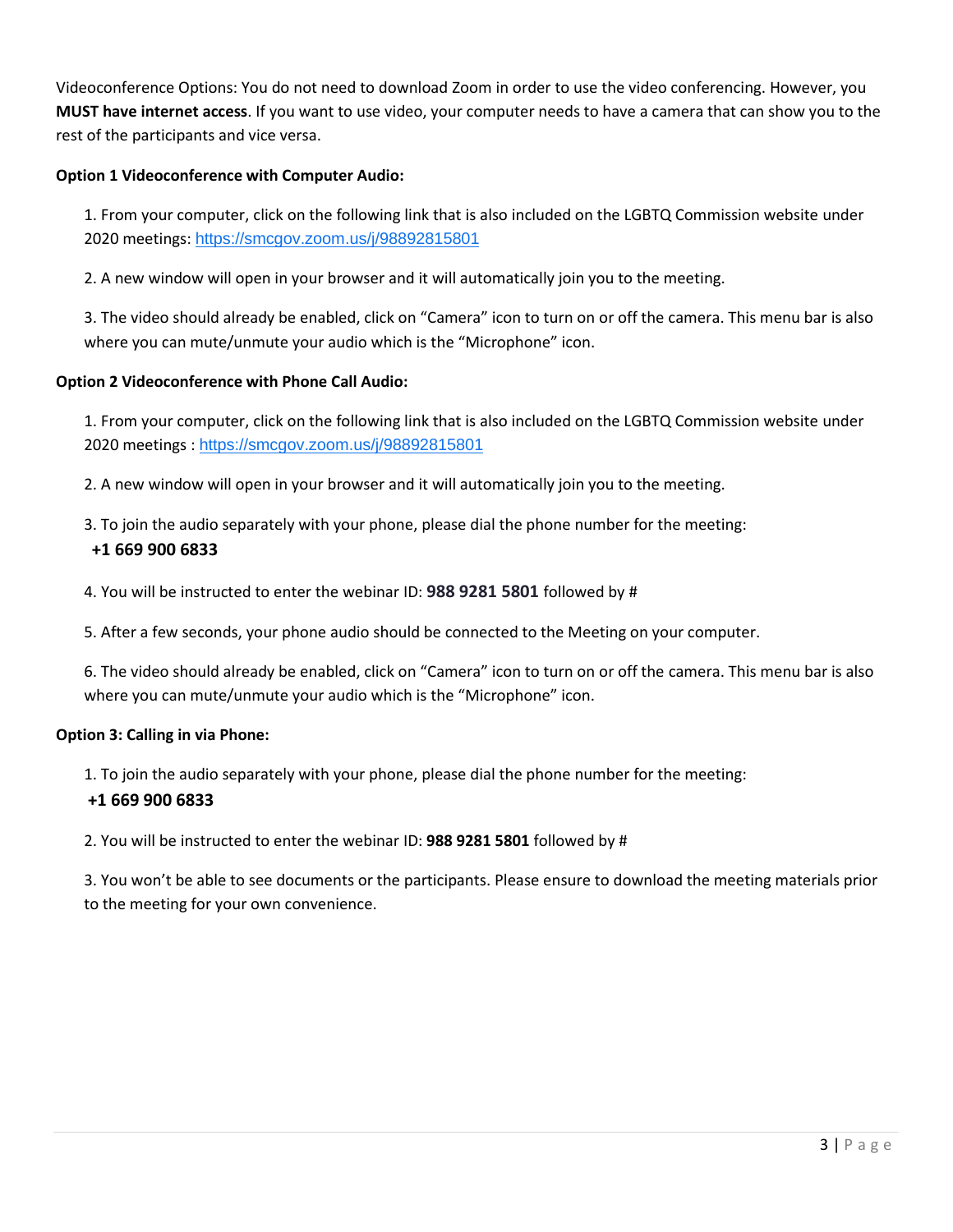Videoconference Options: You do not need to download Zoom in order to use the video conferencing. However, you **MUST have internet access**. If you want to use video, your computer needs to have a camera that can show you to the rest of the participants and vice versa.

**Option 1 Videoconference with Computer Audio:**

1. From your computer, click on the following link that is also included on the LGBTQ Commission website under 2020 meetings: https://smcgov.zoom.us/j/98892815801

2. A new window will open in your browser and it will automatically join you to the meeting.

3. The video should already be enabled, click on "Camera" icon to turn on or off the camera. This menu bar is also where you can mute/unmute your audio which is the "Microphone" icon.

**Option 2 Videoconference with Phone Call Audio:**

1. From your computer, click on the following link that is also included on the LGBTQ Commission website under 2020 meetings : https://smcgov.zoom.us/j/98892815801

2. A new window will open in your browser and it will automatically join you to the meeting.

3. To join the audio separately with your phone, please dial the phone number for the meeting: **+1 669 900 6833**

4. You will be instructed to enter the webinar ID: **988 9281 5801** followed by #

5. After a few seconds, your phone audio should be connected to the Meeting on your computer.

6. The video should already be enabled, click on "Camera" icon to turn on or off the camera. This menu bar is also where you can mute/unmute your audio which is the "Microphone" icon.

**Option 3: Calling in via Phone:**

1. To join the audio separately with your phone, please dial the phone number for the meeting: **+1 669 900 6833**

2. You will be instructed to enter the webinar ID: **988 9281 5801** followed by #

3. You won't be able to see documents or the participants. Please ensure to download the meeting materials prior to the meeting for your own convenience.